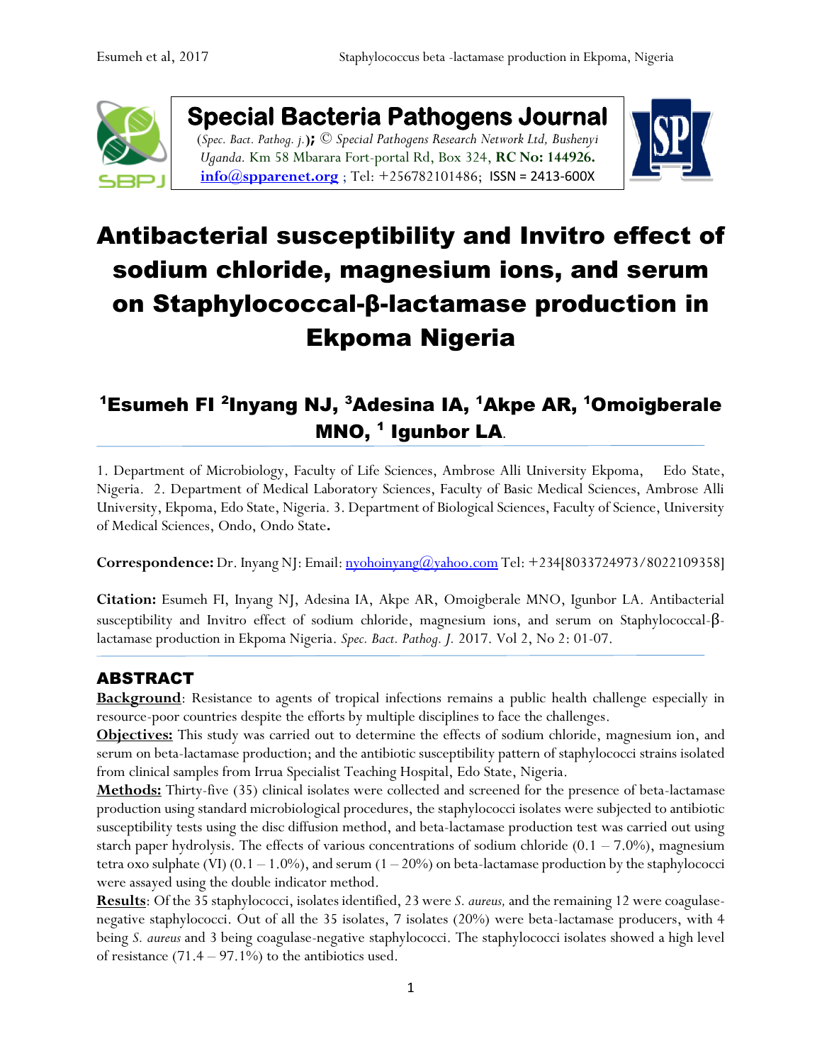## Special Bacteria Pathogens Journal

(*Spec. Bact. Pathog. j.*); © *Special Pathogens Research Network Ltd, Bushenyi Uganda.* Km 58 Mbarara Fort-portal Rd, Box 324, **RC No: 144926.** **info@spparenet.org** ; Tel: +256782101486; ISSN = 2413-600X

# Antibacterial susceptibility and Invitro effect of sodium chloride, magnesium ions, and serum on Staphylococcal-β-lactamase production in Ekpoma Nigeria

## [1]Esumeh FI [2]Inyang NJ, [3]Adesina IA, [1]Akpe AR, [1]Omoigberale MNO, [1] Igunbor LA.

1. Department of Microbiology, Faculty of Life Sciences, Ambrose Alli University Ekpoma, Edo State, Nigeria. 2. Department of Medical Laboratory Sciences, Faculty of Basic Medical Sciences, Ambrose Alli University, Ekpoma, Edo State, Nigeria. 3. Department of Biological Sciences, Faculty of Science, University of Medical Sciences, Ondo, Ondo State.

**Correspondence:** Dr. Inyang NJ: Email: nyohoinyang@yahoo.com Tel: +234[8033724973/8022109358]

**Citation:** Esumeh FI, Inyang NJ, Adesina IA, Akpe AR, Omoigberale MNO, Igunbor LA. Antibacterial susceptibility and Invitro effect of sodium chloride, magnesium ions, and serum on Staphylococcal-β-lactamase production in Ekpoma Nigeria. *Spec. Bact. Pathog. J.* 2017. Vol 2, No 2: 01-07.

## ABSTRACT

**Background**: Resistance to agents of tropical infections remains a public health challenge especially in resource-poor countries despite the efforts by multiple disciplines to face the challenges.

**Objectives:** This study was carried out to determine the effects of sodium chloride, magnesium ion, and serum on beta-lactamase production; and the antibiotic susceptibility pattern of staphylococci strains isolated from clinical samples from Irrua Specialist Teaching Hospital, Edo State, Nigeria.

**Methods:** Thirty-five (35) clinical isolates were collected and screened for the presence of beta-lactamase production using standard microbiological procedures, the staphylococci isolates were subjected to antibiotic susceptibility tests using the disc diffusion method, and beta-lactamase production test was carried out using starch paper hydrolysis. The effects of various concentrations of sodium chloride (0.1 – 7.0%), magnesium tetra oxo sulphate (VI) (0.1 – 1.0%), and serum (1 – 20%) on beta-lactamase production by the staphylococci were assayed using the double indicator method.

**Results**: Of the 35 staphylococci, isolates identified, 23 were *S. aureus,* and the remaining 12 were coagulase-negative staphylococci. Out of all the 35 isolates, 7 isolates (20%) were beta-lactamase producers, with 4 being *S. aureus* and 3 being coagulase-negative staphylococci. The staphylococci isolates showed a high level of resistance (71.4 – 97.1%) to the antibiotics used.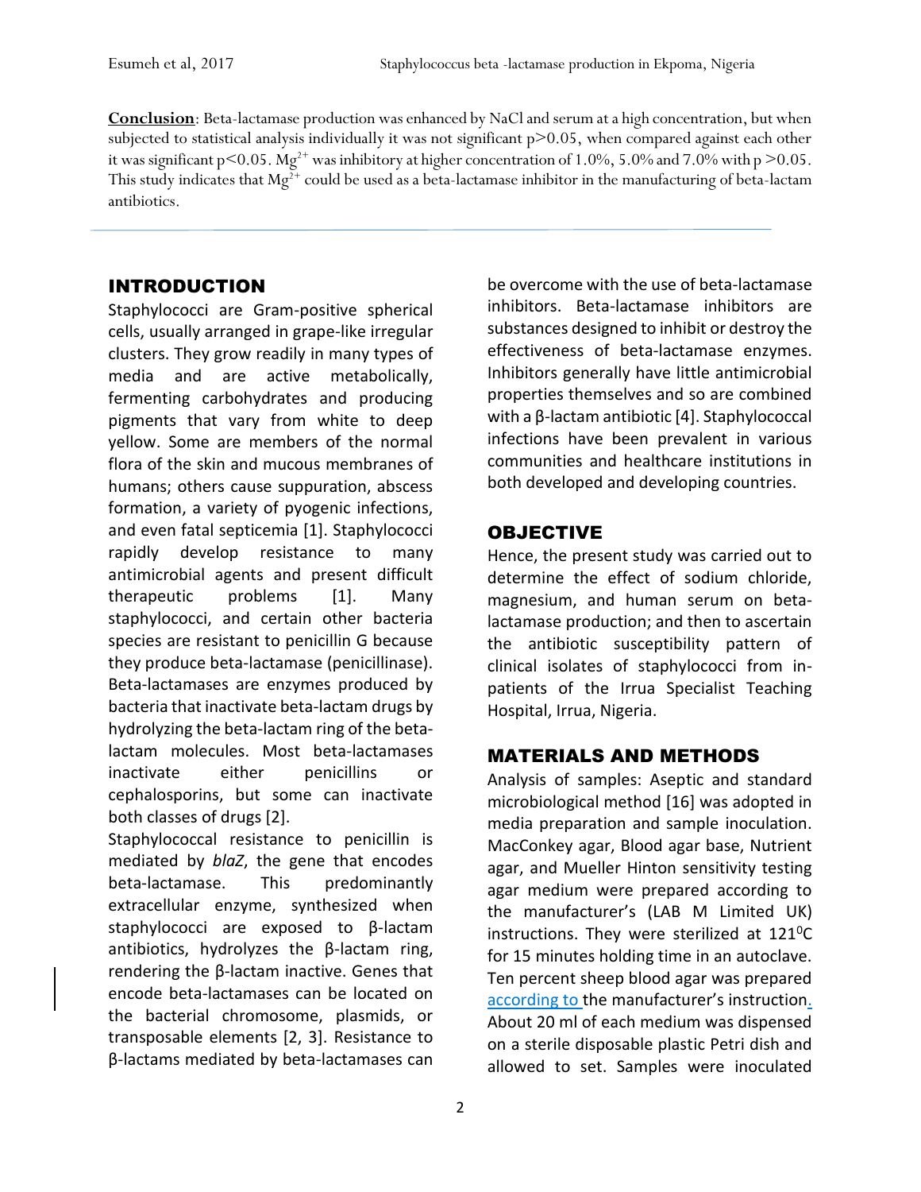**Conclusion**: Beta-lactamase production was enhanced by NaCl and serum at a high concentration, but when subjected to statistical analysis individually it was not significant $p>0.05$, when compared against each other it was significant $p<0.05$. $Mg^{2+}$ was inhibitory at higher concentration of 1.0%, 5.0% and 7.0% with $p>0.05$. This study indicates that $Mg^{2+}$ could be used as a beta-lactamase inhibitor in the manufacturing of beta-lactam antibiotics.

## INTRODUCTION

Staphylococci are Gram-positive spherical cells, usually arranged in grape-like irregular clusters. They grow readily in many types of media and are active metabolically, fermenting carbohydrates and producing pigments that vary from white to deep yellow. Some are members of the normal flora of the skin and mucous membranes of humans; others cause suppuration, abscess formation, a variety of pyogenic infections, and even fatal septicemia [1]. Staphylococci rapidly develop resistance to many antimicrobial agents and present difficult therapeutic problems [1]. Many staphylococci, and certain other bacteria species are resistant to penicillin G because they produce beta-lactamase (penicillinase). Beta-lactamases are enzymes produced by bacteria that inactivate beta-lactam drugs by hydrolyzing the beta-lactam ring of the beta-lactam molecules. Most beta-lactamases inactivate either penicillins or cephalosporins, but some can inactivate both classes of drugs [2].

Staphylococcal resistance to penicillin is mediated by *blaZ*, the gene that encodes beta-lactamase. This predominantly extracellular enzyme, synthesized when staphylococci are exposed to β-lactam antibiotics, hydrolyzes the β-lactam ring, rendering the β-lactam inactive. Genes that encode beta-lactamases can be located on the bacterial chromosome, plasmids, or transposable elements [2, 3]. Resistance to β-lactams mediated by beta-lactamases can be overcome with the use of beta-lactamase inhibitors. Beta-lactamase inhibitors are substances designed to inhibit or destroy the effectiveness of beta-lactamase enzymes. Inhibitors generally have little antimicrobial properties themselves and so are combined with a β-lactam antibiotic [4]. Staphylococcal infections have been prevalent in various communities and healthcare institutions in both developed and developing countries.

## OBJECTIVE

Hence, the present study was carried out to determine the effect of sodium chloride, magnesium, and human serum on beta-lactamase production; and then to ascertain the antibiotic susceptibility pattern of clinical isolates of staphylococci from in-patients of the Irrua Specialist Teaching Hospital, Irrua, Nigeria.

## MATERIALS AND METHODS

Analysis of samples: Aseptic and standard microbiological method [16] was adopted in media preparation and sample inoculation. MacConkey agar, Blood agar base, Nutrient agar, and Mueller Hinton sensitivity testing agar medium were prepared according to the manufacturer's (LAB M Limited UK) instructions. They were sterilized at $121^0C$ for 15 minutes holding time in an autoclave. Ten percent sheep blood agar was prepared according to the manufacturer's instruction. About 20 ml of each medium was dispensed on a sterile disposable plastic Petri dish and allowed to set. Samples were inoculated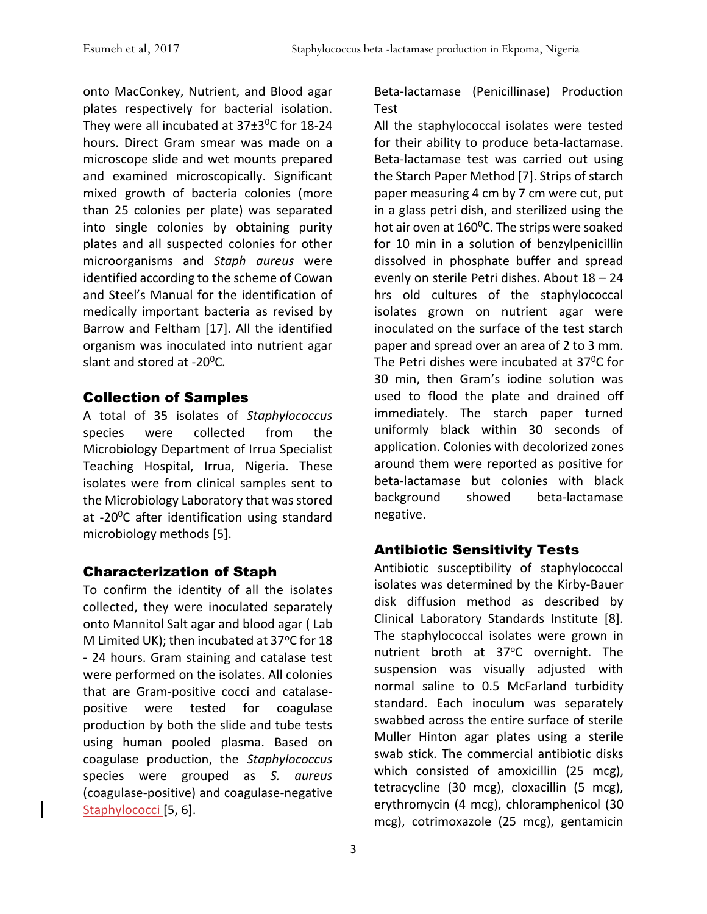onto MacConkey, Nutrient, and Blood agar plates respectively for bacterial isolation. They were all incubated at 37±3$^0$C for 18-24 hours. Direct Gram smear was made on a microscope slide and wet mounts prepared and examined microscopically. Significant mixed growth of bacteria colonies (more than 25 colonies per plate) was separated into single colonies by obtaining purity plates and all suspected colonies for other microorganisms and *Staph aureus* were identified according to the scheme of Cowan and Steel's Manual for the identification of medically important bacteria as revised by Barrow and Feltham [17]. All the identified organism was inoculated into nutrient agar slant and stored at -20$^0$C.

## Collection of Samples

A total of 35 isolates of *Staphylococcus* species were collected from the Microbiology Department of Irrua Specialist Teaching Hospital, Irrua, Nigeria. These isolates were from clinical samples sent to the Microbiology Laboratory that was stored at -20$^0$C after identification using standard microbiology methods [5].

## Characterization of Staph

To confirm the identity of all the isolates collected, they were inoculated separately onto Mannitol Salt agar and blood agar ( Lab M Limited UK); then incubated at 37$^o$C for 18 - 24 hours. Gram staining and catalase test were performed on the isolates. All colonies that are Gram-positive cocci and catalase-positive were tested for coagulase production by both the slide and tube tests using human pooled plasma. Based on coagulase production, the *Staphylococcus* species were grouped as *S. aureus* (coagulase-positive) and coagulase-negative Staphylococci [5, 6].

Beta-lactamase (Penicillinase) Production Test

All the staphylococcal isolates were tested for their ability to produce beta-lactamase. Beta-lactamase test was carried out using the Starch Paper Method [7]. Strips of starch paper measuring 4 cm by 7 cm were cut, put in a glass petri dish, and sterilized using the hot air oven at 160$^0$C. The strips were soaked for 10 min in a solution of benzylpenicillin dissolved in phosphate buffer and spread evenly on sterile Petri dishes. About 18 – 24 hrs old cultures of the staphylococcal isolates grown on nutrient agar were inoculated on the surface of the test starch paper and spread over an area of 2 to 3 mm. The Petri dishes were incubated at 37$^0$C for 30 min, then Gram's iodine solution was used to flood the plate and drained off immediately. The starch paper turned uniformly black within 30 seconds of application. Colonies with decolorized zones around them were reported as positive for beta-lactamase but colonies with black background showed beta-lactamase negative.

## Antibiotic Sensitivity Tests

Antibiotic susceptibility of staphylococcal isolates was determined by the Kirby-Bauer disk diffusion method as described by Clinical Laboratory Standards Institute [8]. The staphylococcal isolates were grown in nutrient broth at 37$^o$C overnight. The suspension was visually adjusted with normal saline to 0.5 McFarland turbidity standard. Each inoculum was separately swabbed across the entire surface of sterile Muller Hinton agar plates using a sterile swab stick. The commercial antibiotic disks which consisted of amoxicillin (25 mcg), tetracycline (30 mcg), cloxacillin (5 mcg), erythromycin (4 mcg), chloramphenicol (30 mcg), cotrimoxazole (25 mcg), gentamicin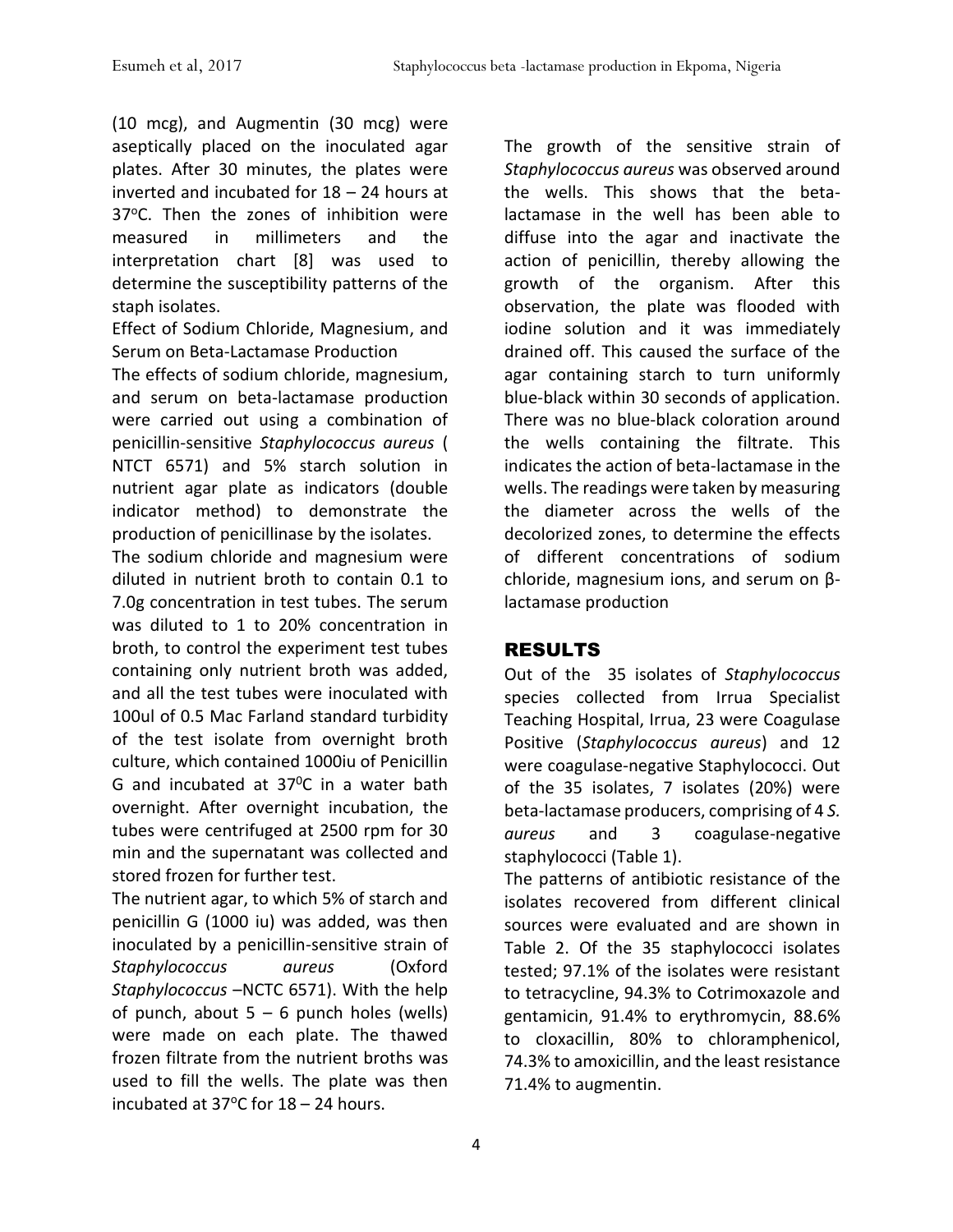(10 mcg), and Augmentin (30 mcg) were aseptically placed on the inoculated agar plates. After 30 minutes, the plates were inverted and incubated for 18 – 24 hours at 37°C. Then the zones of inhibition were measured in millimeters and the interpretation chart [8] was used to determine the susceptibility patterns of the staph isolates.

Effect of Sodium Chloride, Magnesium, and Serum on Beta-Lactamase Production

The effects of sodium chloride, magnesium, and serum on beta-lactamase production were carried out using a combination of penicillin-sensitive *Staphylococcus aureus* ( NCTC 6571) and 5% starch solution in nutrient agar plate as indicators (double indicator method) to demonstrate the production of penicillinase by the isolates.

The sodium chloride and magnesium were diluted in nutrient broth to contain 0.1 to 7.0g concentration in test tubes. The serum was diluted to 1 to 20% concentration in broth, to control the experiment test tubes containing only nutrient broth was added, and all the test tubes were inoculated with 100ul of 0.5 Mac Farland standard turbidity of the test isolate from overnight broth culture, which contained 1000iu of Penicillin G and incubated at 37°C in a water bath overnight. After overnight incubation, the tubes were centrifuged at 2500 rpm for 30 min and the supernatant was collected and stored frozen for further test.

The nutrient agar, to which 5% of starch and penicillin G (1000 iu) was added, was then inoculated by a penicillin-sensitive strain of *Staphylococcus aureus* (Oxford *Staphylococcus* –NCTC 6571). With the help of punch, about 5 – 6 punch holes (wells) were made on each plate. The thawed frozen filtrate from the nutrient broths was used to fill the wells. The plate was then incubated at 37°C for 18 – 24 hours.

The growth of the sensitive strain of *Staphylococcus aureus* was observed around the wells. This shows that the beta-lactamase in the well has been able to diffuse into the agar and inactivate the action of penicillin, thereby allowing the growth of the organism. After this observation, the plate was flooded with iodine solution and it was immediately drained off. This caused the surface of the agar containing starch to turn uniformly blue-black within 30 seconds of application. There was no blue-black coloration around the wells containing the filtrate. This indicates the action of beta-lactamase in the wells. The readings were taken by measuring the diameter across the wells of the decolorized zones, to determine the effects of different concentrations of sodium chloride, magnesium ions, and serum on β-lactamase production

## RESULTS

Out of the 35 isolates of *Staphylococcus* species collected from Irrua Specialist Teaching Hospital, Irrua, 23 were Coagulase Positive (*Staphylococcus aureus*) and 12 were coagulase-negative Staphylococci. Out of the 35 isolates, 7 isolates (20%) were beta-lactamase producers, comprising of 4 *S. aureus* and 3 coagulase-negative staphylococci (Table 1).

The patterns of antibiotic resistance of the isolates recovered from different clinical sources were evaluated and are shown in Table 2. Of the 35 staphylococci isolates tested; 97.1% of the isolates were resistant to tetracycline, 94.3% to Cotrimoxazole and gentamicin, 91.4% to erythromycin, 88.6% to cloxacillin, 80% to chloramphenicol, 74.3% to amoxicillin, and the least resistance 71.4% to augmentin.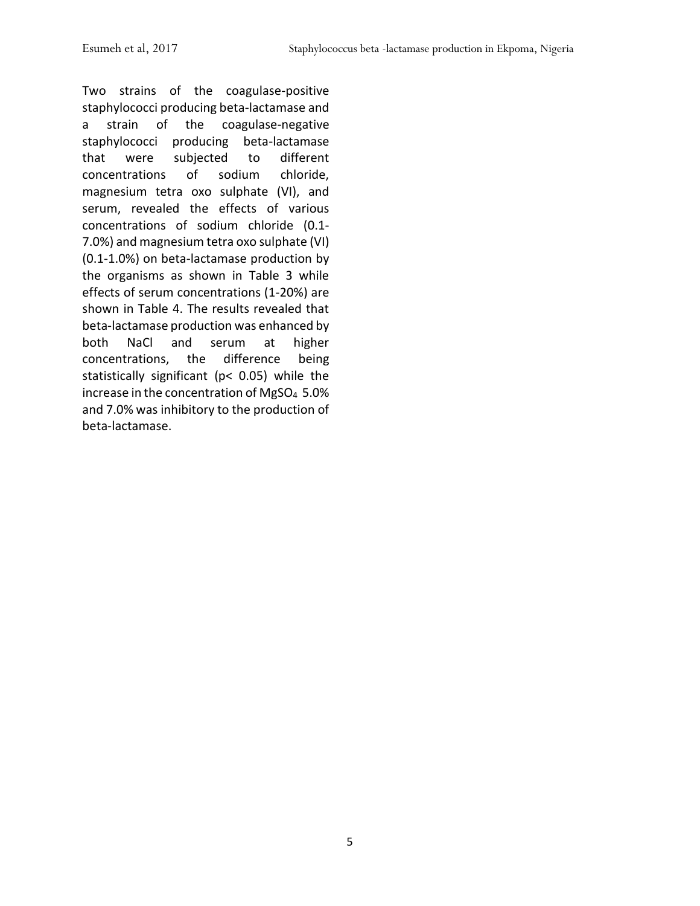Two strains of the coagulase-positive staphylococci producing beta-lactamase and a strain of the coagulase-negative staphylococci producing beta-lactamase that were subjected to different concentrations of sodium chloride, magnesium tetra oxo sulphate (VI), and serum, revealed the effects of various concentrations of sodium chloride (0.1-7.0%) and magnesium tetra oxo sulphate (VI) (0.1-1.0%) on beta-lactamase production by the organisms as shown in Table 3 while effects of serum concentrations (1-20%) are shown in Table 4. The results revealed that beta-lactamase production was enhanced by both NaCl and serum at higher concentrations, the difference being statistically significant ($p < 0.05$) while the increase in the concentration of $MgSO_4$ 5.0% and 7.0% was inhibitory to the production of beta-lactamase.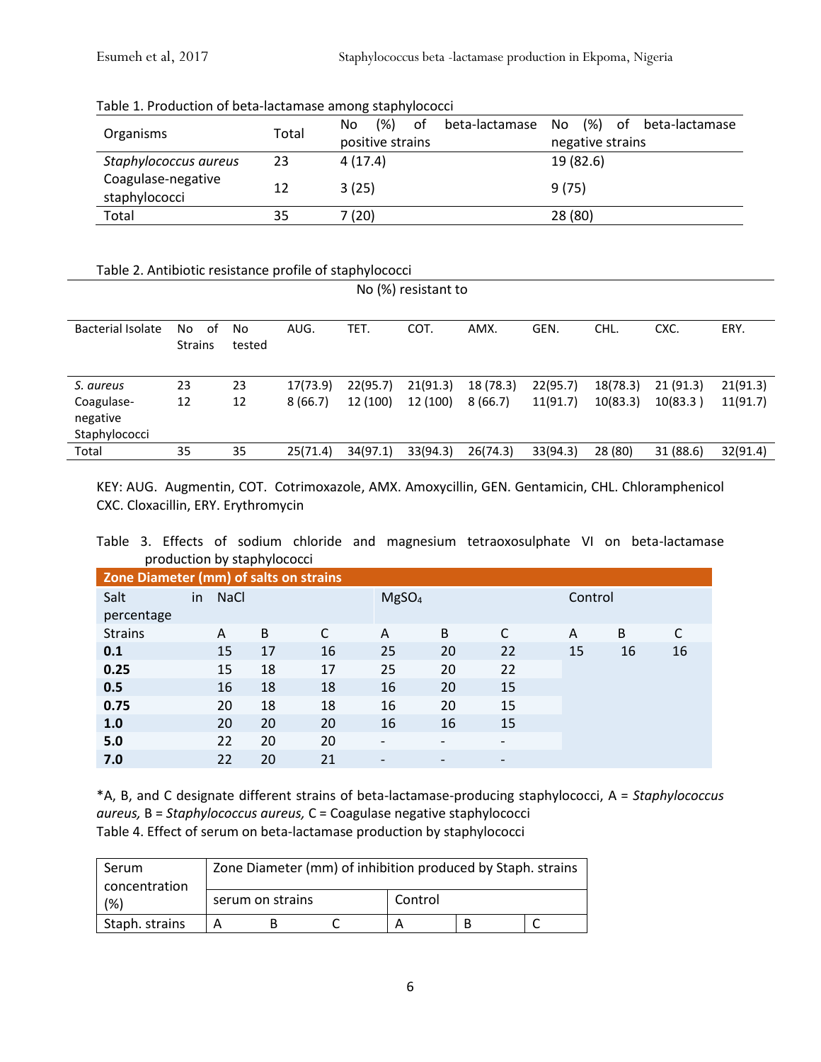Table 1. Production of beta-lactamase among staphylococci

| Organisms | Total | No (%) of beta-lactamase positive strains | No (%) of beta-lactamase negative strains |
|---|---|---|---|
| *Staphylococcus aureus* | 23 | 4 (17.4) | 19 (82.6) |
| Coagulase-negative staphylococci | 12 | 3 (25) | 9 (75) |
| Total | 35 | 7 (20) | 28 (80) |

Table 2. Antibiotic resistance profile of staphylococci

| | | | No (%) resistant to | | | | | | | |
|---|---|---|---|---|---|---|---|---|---|---|
| Bacterial Isolate | No of Strains | No tested | AUG. | TET. | COT. | AMX. | GEN. | CHL. | CXC. | ERY. |
| *S. aureus* | 23 | 23 | 17(73.9) | 22(95.7) | 21(91.3) | 18 (78.3) | 22(95.7) | 18(78.3) | 21 (91.3) | 21(91.3) |
| Coagulase-negative Staphylococci | 12 | 12 | 8 (66.7) | 12 (100) | 12 (100) | 8 (66.7) | 11(91.7) | 10(83.3) | 10(83.3 ) | 11(91.7) |
| Total | 35 | 35 | 25(71.4) | 34(97.1) | 33(94.3) | 26(74.3) | 33(94.3) | 28 (80) | 31 (88.6) | 32(91.4) |

KEY: AUG. Augmentin, COT. Cotrimoxazole, AMX. Amoxycillin, GEN. Gentamicin, CHL. Chloramphenicol CXC. Cloxacillin, ERY. Erythromycin

Table 3. Effects of sodium chloride and magnesium tetraoxosulphate VI on beta-lactamase production by staphylococci

| Zone Diameter (mm) of salts on strains | | | | | | | | | |
|---|---|---|---|---|---|---|---|---|---|
| Salt in percentage | NaCl | | | $MgSO_4$ | | | Control | | |
| Strains | A | B | C | A | B | C | A | B | C |
| **0.1** | 15 | 17 | 16 | 25 | 20 | 22 | 15 | 16 | 16 |
| **0.25** | 15 | 18 | 17 | 25 | 20 | 22 | | | |
| **0.5** | 16 | 18 | 18 | 16 | 20 | 15 | | | |
| **0.75** | 20 | 18 | 18 | 16 | 20 | 15 | | | |
| **1.0** | 20 | 20 | 20 | 16 | 16 | 15 | | | |
| **5.0** | 22 | 20 | 20 | - | - | - | | | |
| **7.0** | 22 | 20 | 21 | - | - | - | | | |

*A, B, and C designate different strains of beta-lactamase-producing staphylococci, A = *Staphylococcus aureus,* B = *Staphylococcus aureus,* C = Coagulase negative staphylococci

Table 4. Effect of serum on beta-lactamase production by staphylococci

| Serum concentration (%) | Zone Diameter (mm) of inhibition produced by Staph. strains | | | | | |
|---|---|---|---|---|---|---|
| | serum on strains | | | Control | | |
| Staph. strains | A | B | C | A | B | C |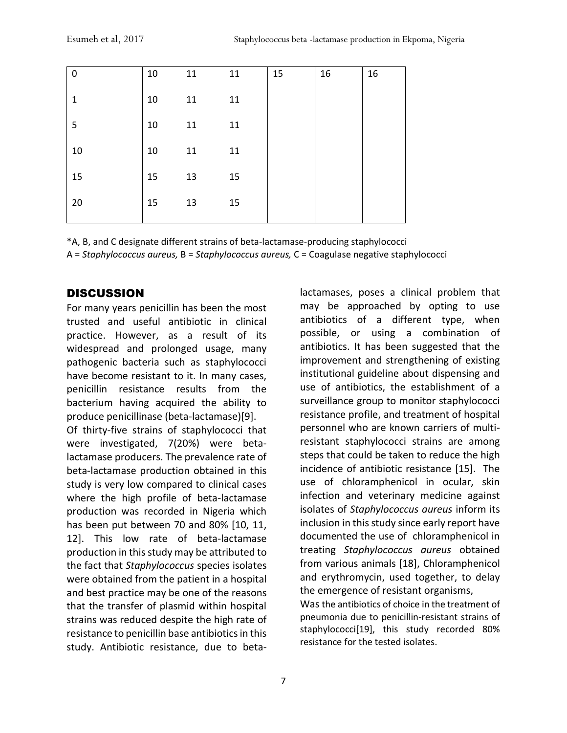| | | | | | | |
|---|---|---|---|---|---|---|
| 0 | 10 | 11 | 11 | 15 | 16 | 16 |
| 1 | 10 | 11 | 11 | | | |
| 5 | 10 | 11 | 11 | | | |
| 10 | 10 | 11 | 11 | | | |
| 15 | 15 | 13 | 15 | | | |
| 20 | 15 | 13 | 15 | | | |

*A, B, and C designate different strains of beta-lactamase-producing staphylococci
A = *Staphylococcus aureus,* B = *Staphylococcus aureus,* C = Coagulase negative staphylococci

## DISCUSSION

For many years penicillin has been the most trusted and useful antibiotic in clinical practice. However, as a result of its widespread and prolonged usage, many pathogenic bacteria such as staphylococci have become resistant to it. In many cases, penicillin resistance results from the bacterium having acquired the ability to produce penicillinase (beta-lactamase)[9].

Of thirty-five strains of staphylococci that were investigated, 7(20%) were beta-lactamase producers. The prevalence rate of beta-lactamase production obtained in this study is very low compared to clinical cases where the high profile of beta-lactamase production was recorded in Nigeria which has been put between 70 and 80% [10, 11, 12]. This low rate of beta-lactamase production in this study may be attributed to the fact that *Staphylococcus* species isolates were obtained from the patient in a hospital and best practice may be one of the reasons that the transfer of plasmid within hospital strains was reduced despite the high rate of resistance to penicillin base antibiotics in this study. Antibiotic resistance, due to beta-lactamases, poses a clinical problem that may be approached by opting to use antibiotics of a different type, when possible, or using a combination of antibiotics. It has been suggested that the improvement and strengthening of existing institutional guideline about dispensing and use of antibiotics, the establishment of a surveillance group to monitor staphylococci resistance profile, and treatment of hospital personnel who are known carriers of multi-resistant staphylococci strains are among steps that could be taken to reduce the high incidence of antibiotic resistance [15]. The use of chloramphenicol in ocular, skin infection and veterinary medicine against isolates of *Staphylococcus aureus* inform its inclusion in this study since early report have documented the use of chloramphenicol in treating *Staphylococcus aureus* obtained from various animals [18], Chloramphenicol and erythromycin, used together, to delay the emergence of resistant organisms,

Was the antibiotics of choice in the treatment of pneumonia due to penicillin-resistant strains of staphylococci[19], this study recorded 80% resistance for the tested isolates.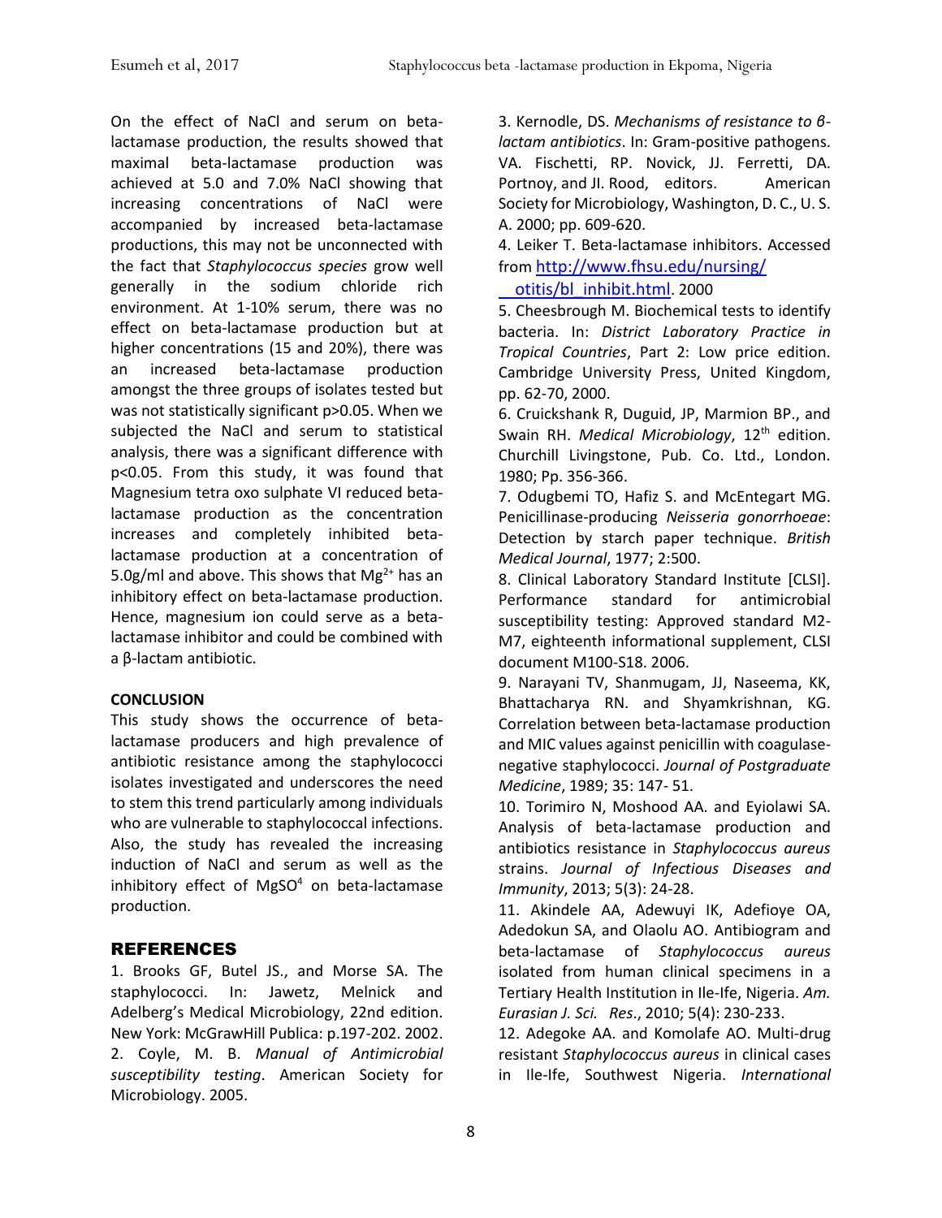On the effect of NaCl and serum on beta-lactamase production, the results showed that maximal beta-lactamase production was achieved at 5.0 and 7.0% NaCl showing that increasing concentrations of NaCl were accompanied by increased beta-lactamase productions, this may not be unconnected with the fact that *Staphylococcus species* grow well generally in the sodium chloride rich environment. At 1-10% serum, there was no effect on beta-lactamase production but at higher concentrations (15 and 20%), there was an increased beta-lactamase production amongst the three groups of isolates tested but was not statistically significant p>0.05. When we subjected the NaCl and serum to statistical analysis, there was a significant difference with p<0.05. From this study, it was found that Magnesium tetra oxo sulphate VI reduced beta-lactamase production as the concentration increases and completely inhibited beta-lactamase production at a concentration of 5.0g/ml and above. This shows that $Mg^{2+}$ has an inhibitory effect on beta-lactamase production. Hence, magnesium ion could serve as a beta-lactamase inhibitor and could be combined with a β-lactam antibiotic.

**CONCLUSION**

This study shows the occurrence of beta-lactamase producers and high prevalence of antibiotic resistance among the staphylococci isolates investigated and underscores the need to stem this trend particularly among individuals who are vulnerable to staphylococcal infections. Also, the study has revealed the increasing induction of NaCl and serum as well as the inhibitory effect of $MgSO^4$ on beta-lactamase production.

## REFERENCES

1. Brooks GF, Butel JS., and Morse SA. The staphylococci. In: Jawetz, Melnick and Adelberg's Medical Microbiology, 22nd edition. New York: McGrawHill Publica: p.197-202. 2002.
2. Coyle, M. B. *Manual of Antimicrobial susceptibility testing*. American Society for Microbiology. 2005.
3. Kernodle, DS. *Mechanisms of resistance to β-lactam antibiotics*. In: Gram-positive pathogens. VA. Fischetti, RP. Novick, JJ. Ferretti, DA. Portnoy, and JI. Rood, editors. American Society for Microbiology, Washington, D. C., U. S. A. 2000; pp. 609-620.
4. Leiker T. Beta-lactamase inhibitors. Accessed from http://www.fhsu.edu/nursing/ otitis/bl_inhibit.html. 2000
5. Cheesbrough M. Biochemical tests to identify bacteria. In: *District Laboratory Practice in Tropical Countries*, Part 2: Low price edition. Cambridge University Press, United Kingdom, pp. 62-70, 2000.
6. Cruickshank R, Duguid, JP, Marmion BP., and Swain RH. *Medical Microbiology*, 12th edition. Churchill Livingstone, Pub. Co. Ltd., London. 1980; Pp. 356-366.
7. Odugbemi TO, Hafiz S. and McEntegart MG. Penicillinase-producing *Neisseria gonorrhoeae*: Detection by starch paper technique. *British Medical Journal*, 1977; 2:500.
8. Clinical Laboratory Standard Institute [CLSI]. Performance standard for antimicrobial susceptibility testing: Approved standard M2-M7, eighteenth informational supplement, CLSI document M100-S18. 2006.
9. Narayani TV, Shanmugam, JJ, Naseema, KK, Bhattacharya RN. and Shyamkrishnan, KG. Correlation between beta-lactamase production and MIC values against penicillin with coagulase-negative staphylococci. *Journal of Postgraduate Medicine*, 1989; 35: 147- 51.
10. Torimiro N, Moshood AA. and Eyiolawi SA. Analysis of beta-lactamase production and antibiotics resistance in *Staphylococcus aureus* strains. *Journal of Infectious Diseases and Immunity*, 2013; 5(3): 24-28.
11. Akindele AA, Adewuyi IK, Adefioye OA, Adedokun SA, and Olaolu AO. Antibiogram and beta-lactamase of *Staphylococcus aureus* isolated from human clinical specimens in a Tertiary Health Institution in Ile-Ife, Nigeria. *Am. Eurasian J. Sci. Res*., 2010; 5(4): 230-233.
12. Adegoke AA. and Komolafe AO. Multi-drug resistant *Staphylococcus aureus* in clinical cases in Ile-Ife, Southwest Nigeria. *International*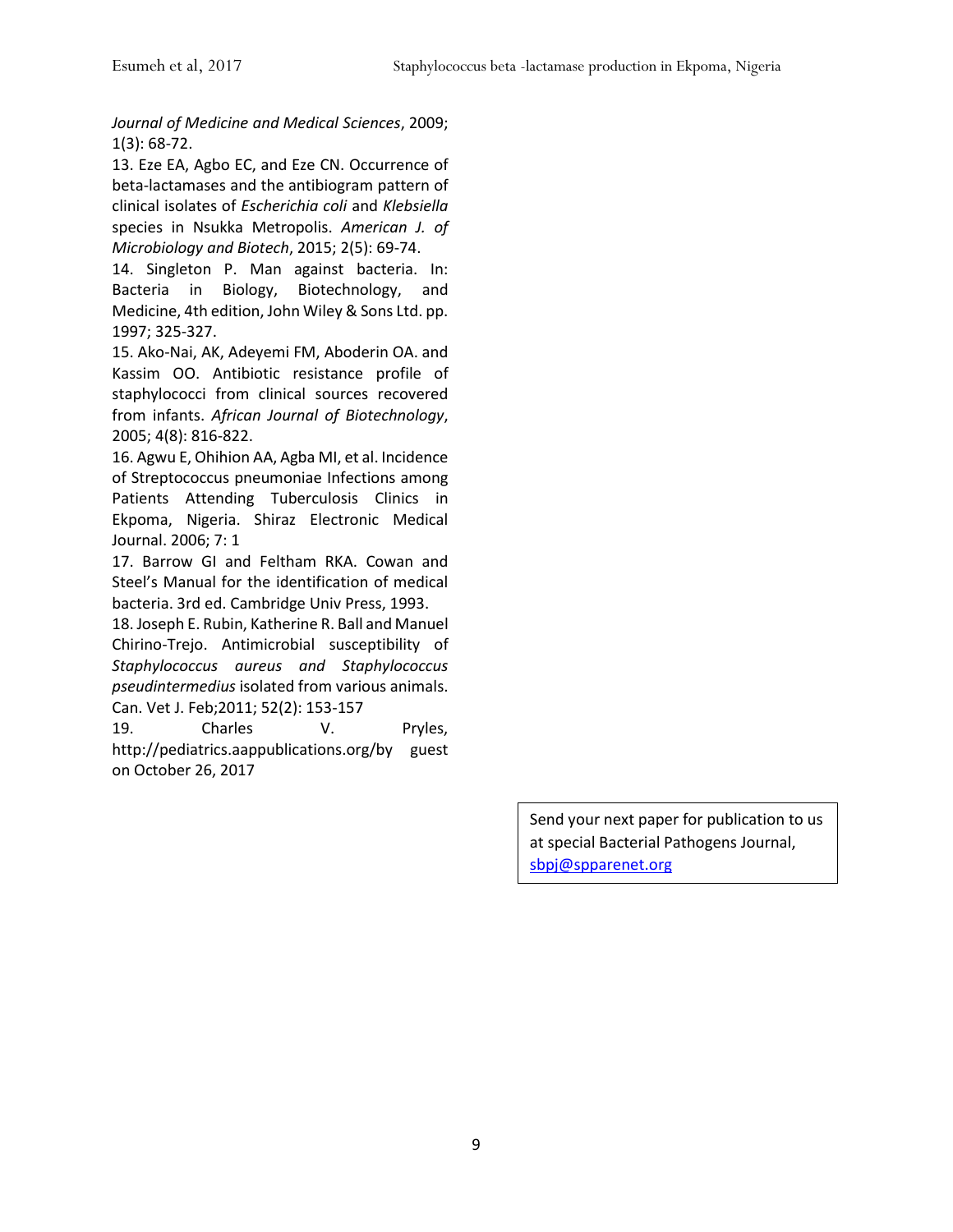*Journal of Medicine and Medical Sciences*, 2009; 1(3): 68-72.

13. Eze EA, Agbo EC, and Eze CN. Occurrence of beta-lactamases and the antibiogram pattern of clinical isolates of *Escherichia coli* and *Klebsiella* species in Nsukka Metropolis. *American J. of Microbiology and Biotech*, 2015; 2(5): 69-74.

14. Singleton P. Man against bacteria. In: Bacteria in Biology, Biotechnology, and Medicine, 4th edition, John Wiley & Sons Ltd. pp. 1997; 325-327.

15. Ako-Nai, AK, Adeyemi FM, Aboderin OA. and Kassim OO. Antibiotic resistance profile of staphylococci from clinical sources recovered from infants. *African Journal of Biotechnology*, 2005; 4(8): 816-822.

16. Agwu E, Ohihion AA, Agba MI, et al. Incidence of Streptococcus pneumoniae Infections among Patients Attending Tuberculosis Clinics in Ekpoma, Nigeria. Shiraz Electronic Medical Journal. 2006; 7: 1

17. Barrow GI and Feltham RKA. Cowan and Steel's Manual for the identification of medical bacteria. 3rd ed. Cambridge Univ Press, 1993.

18. Joseph E. Rubin, Katherine R. Ball and Manuel Chirino-Trejo. Antimicrobial susceptibility of *Staphylococcus aureus and Staphylococcus pseudintermedius* isolated from various animals. Can. Vet J. Feb;2011; 52(2): 153-157

19. Charles V. Pryles, http://pediatrics.aappublications.org/by guest on October 26, 2017

Send your next paper for publication to us at special Bacterial Pathogens Journal, sbpj@spparenet.org